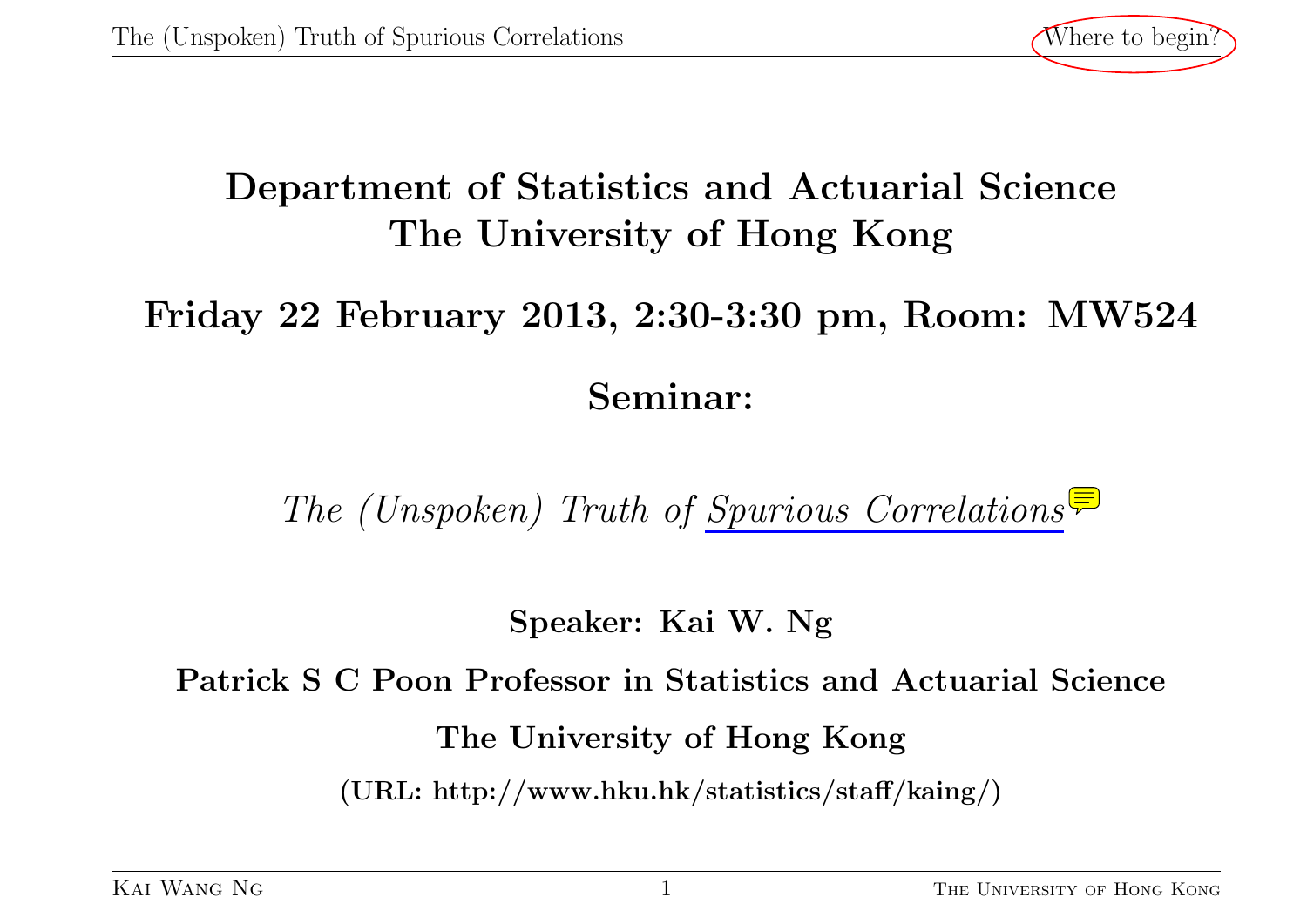# Department of Statistics and Actuarial Science
# The University of Hong Kong

## Friday 22 February 2013, 2:30-3:30 pm, Room: MW524

## Seminar:

*The (Unspoken) Truth of Spurious Correlations*

**Speaker: Kai W. Ng**

**Patrick S C Poon Professor in Statistics and Actuarial Science**

**The University of Hong Kong**

**(URL: http://www.hku.hk/statistics/staff/kaing/)**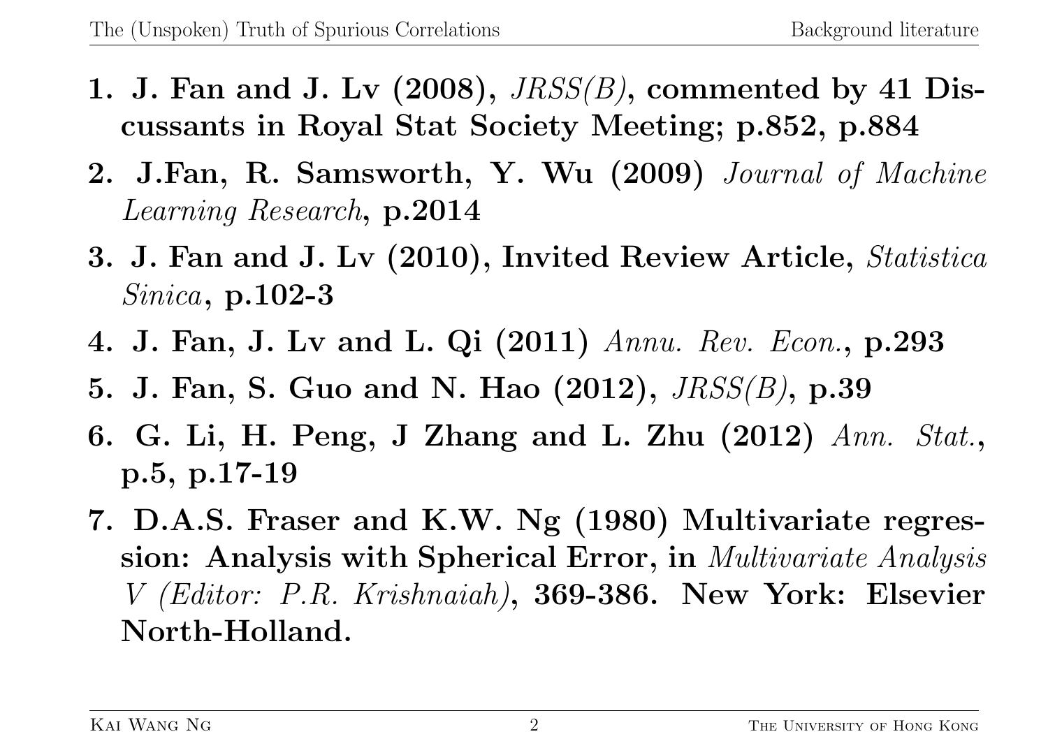1. **J. Fan and J. Lv (2008),** *JRSS(B)*, **commented by 41 Discussants in Royal Stat Society Meeting; p.852, p.884**
2. **J.Fan, R. Samsworth, Y. Wu (2009)** *Journal of Machine Learning Research*, **p.2014**
3. **J. Fan and J. Lv (2010), Invited Review Article,** *Statistica Sinica*, **p.102-3**
4. **J. Fan, J. Lv and L. Qi (2011)** *Annu. Rev. Econ.*, **p.293**
5. **J. Fan, S. Guo and N. Hao (2012),** *JRSS(B)*, **p.39**
6. **G. Li, H. Peng, J Zhang and L. Zhu (2012)** *Ann. Stat.*, **p.5, p.17-19**
7. **D.A.S. Fraser and K.W. Ng (1980) Multivariate regression: Analysis with Spherical Error, in** *Multivariate Analysis V (Editor: P.R. Krishnaiah)*, **369-386. New York: Elsevier North-Holland.**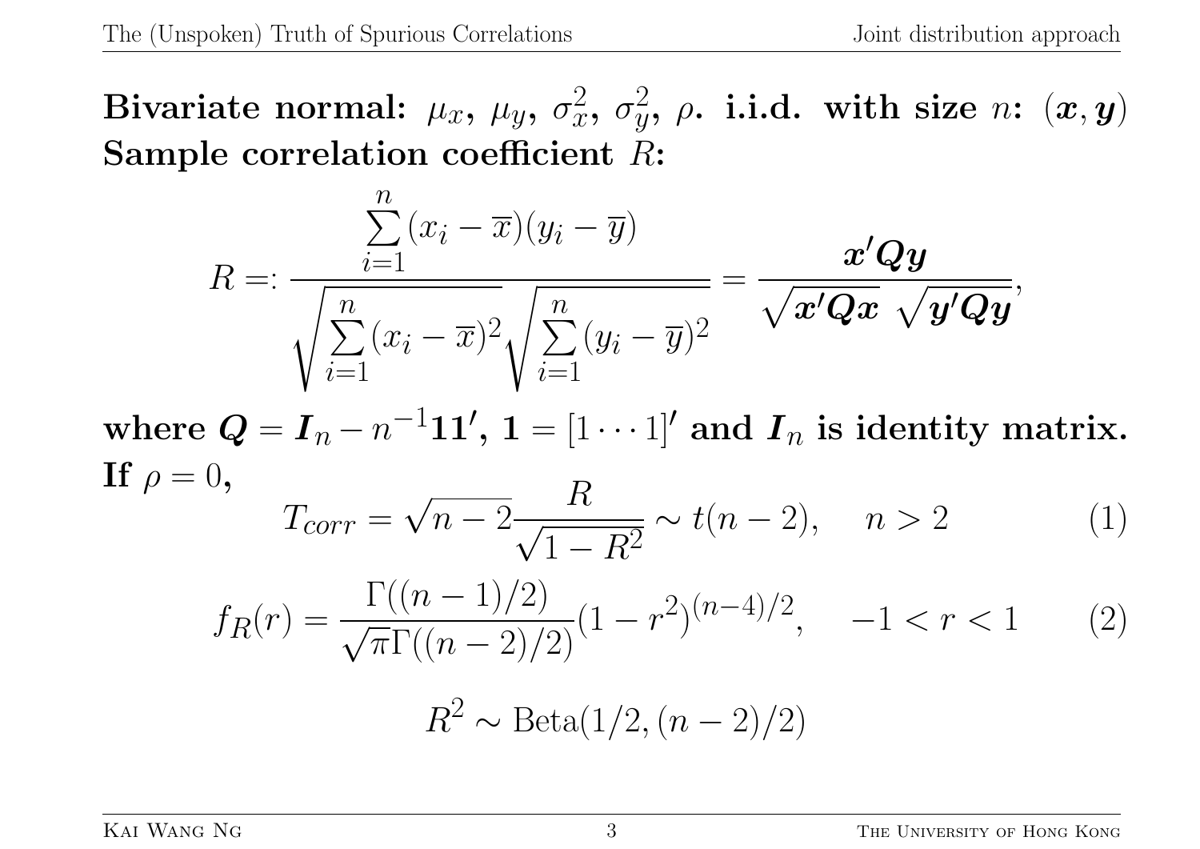**Bivariate normal: $\mu_x$, $\mu_y$, $\sigma_x^2$, $\sigma_y^2$, $\rho$. i.i.d. with size $n$: $(\boldsymbol{x}, \boldsymbol{y})$**
**Sample correlation coefficient $R$:**

$$R =: \frac{\sum_{i=1}^{n}(x_i - \overline{x})(y_i - \overline{y})}{\sqrt{\sum_{i=1}^{n}(x_i - \overline{x})^2}\sqrt{\sum_{i=1}^{n}(y_i - \overline{y})^2}} = \frac{\boldsymbol{x}'\boldsymbol{Q}\boldsymbol{y}}{\sqrt{\boldsymbol{x}'\boldsymbol{Q}\boldsymbol{x}}\,\sqrt{\boldsymbol{y}'\boldsymbol{Q}\boldsymbol{y}}},$$

**where $\boldsymbol{Q} = \boldsymbol{I}_n - n^{-1}\boldsymbol{1}\boldsymbol{1}'$, $\boldsymbol{1} = [1 \cdots 1]'$ and $\boldsymbol{I}_n$ is identity matrix.**
**If $\rho = 0$,**

$$T_{corr} = \sqrt{n-2}\frac{R}{\sqrt{1-R^2}} \sim t(n-2), \quad n > 2 \tag{1}$$

$$f_R(r) = \frac{\Gamma((n-1)/2)}{\sqrt{\pi}\Gamma((n-2)/2)}(1-r^2)^{(n-4)/2}, \quad -1 < r < 1 \tag{2}$$

$$R^2 \sim \text{Beta}(1/2, (n-2)/2)$$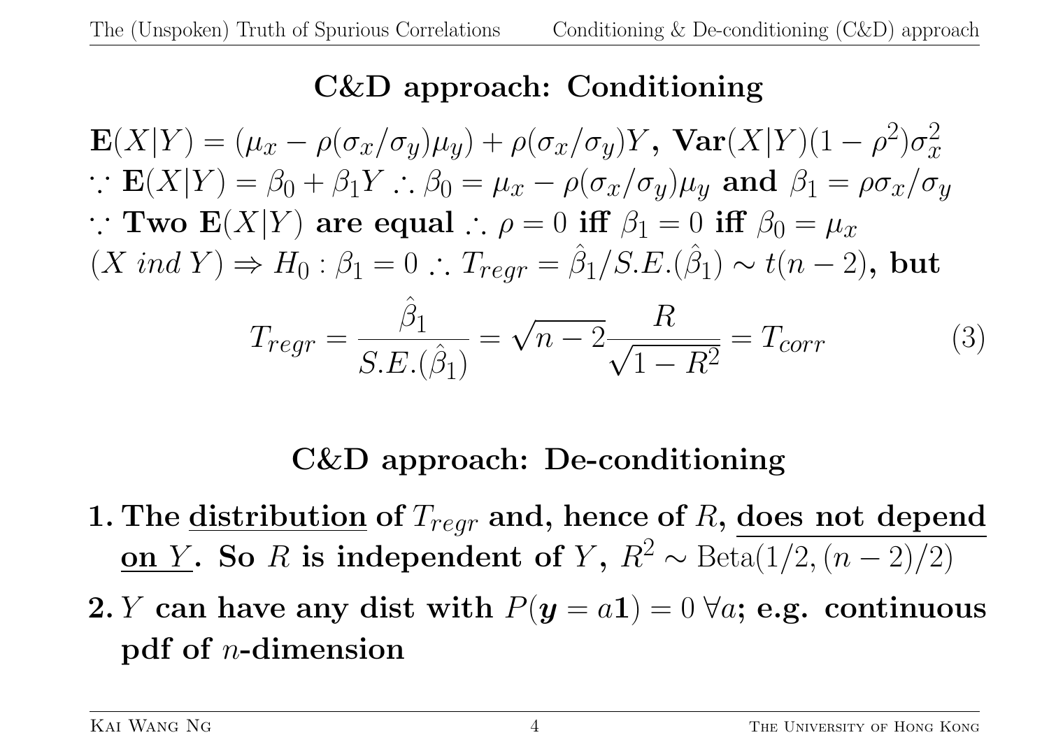## C&D approach: Conditioning

$\mathbf{E}(X|Y) = (\mu_x - \rho(\sigma_x/\sigma_y)\mu_y) + \rho(\sigma_x/\sigma_y)Y$, $\mathbf{Var}(X|Y)(1-\rho^2)\sigma_x^2$

$\because$ $\mathbf{E}(X|Y) = \beta_0 + \beta_1 Y$ $\therefore$ $\beta_0 = \mu_x - \rho(\sigma_x/\sigma_y)\mu_y$ **and** $\beta_1 = \rho\sigma_x/\sigma_y$

$\because$ **Two** $\mathbf{E}(X|Y)$ **are equal** $\therefore$ $\rho = 0$ **iff** $\beta_1 = 0$ **iff** $\beta_0 = \mu_x$

$(X\ ind\ Y) \Rightarrow H_0 : \beta_1 = 0$ $\therefore$ $T_{regr} = \hat{\beta}_1/S.E.(\hat{\beta}_1) \sim t(n-2)$, **but**

$$T_{regr} = \frac{\hat{\beta}_1}{S.E.(\hat{\beta}_1)} = \sqrt{n-2}\frac{R}{\sqrt{1-R^2}} = T_{corr} \tag{3}$$

## C&D approach: De-conditioning

1. **The <u>distribution</u> of $T_{regr}$ and, hence of $R$, <u>does not depend on $Y$</u>. So $R$ is independent of $Y$, $R^2 \sim \text{Beta}(1/2, (n-2)/2)$**
2. **$Y$ can have any dist with $P(\boldsymbol{y} = a\mathbf{1}) = 0\ \forall a$; e.g. continuous pdf of $n$-dimension**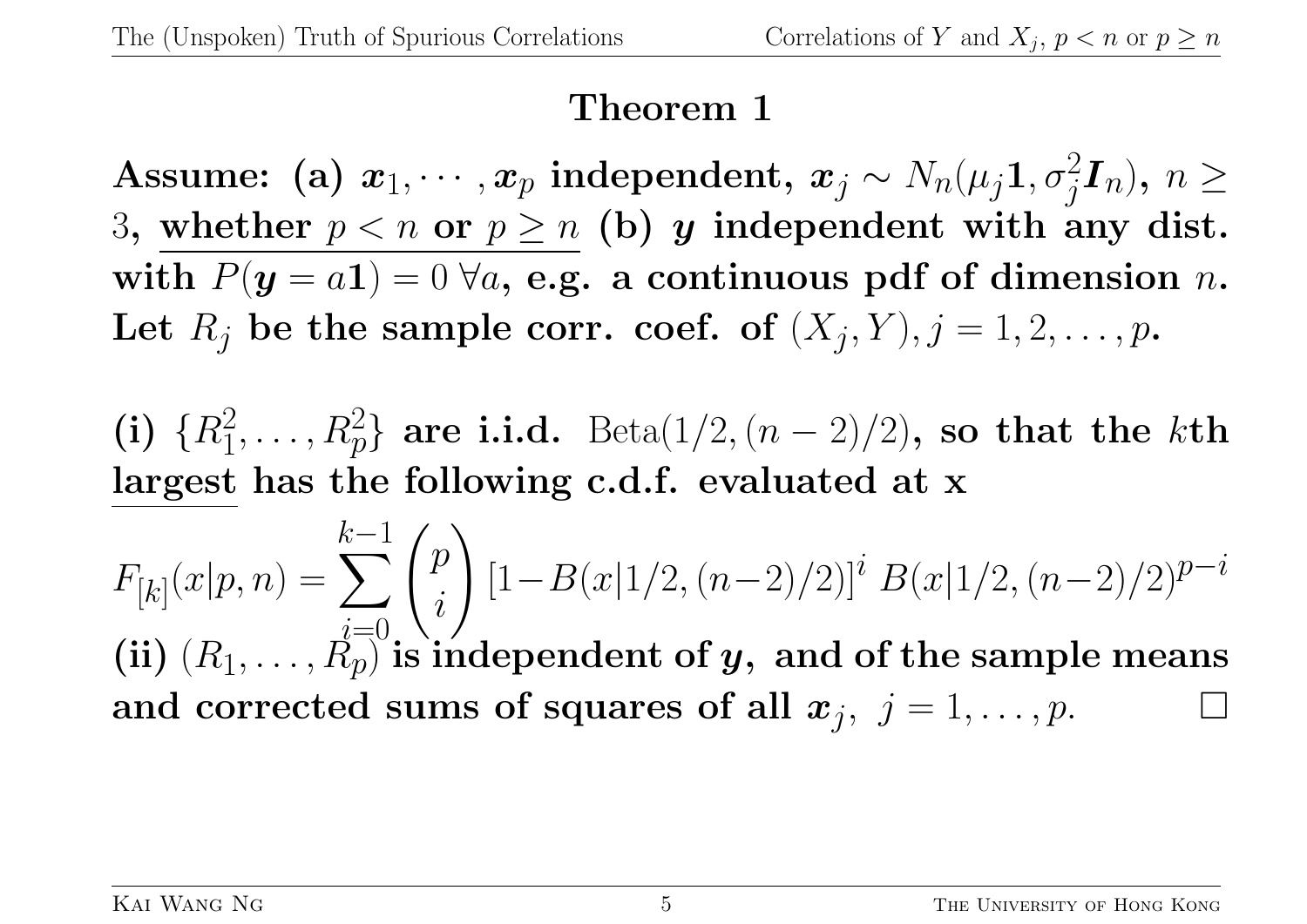## Theorem 1

**Assume: (a) $\boldsymbol{x}_1, \cdots, \boldsymbol{x}_p$ independent, $\boldsymbol{x}_j \sim N_n(\mu_j \mathbf{1}, \sigma_j^2 \boldsymbol{I}_n)$, $n \geq 3$, <u>whether $p < n$ or $p \geq n$</u> (b) $\boldsymbol{y}$ independent with any dist. with $P(\boldsymbol{y} = a\mathbf{1}) = 0 \; \forall a$, e.g. a continuous pdf of dimension $n$. Let $R_j$ be the sample corr. coef. of $(X_j, Y), j = 1, 2, \ldots, p$.**

**(i) $\{R_1^2, \ldots, R_p^2\}$ are i.i.d.** $\text{Beta}(1/2, (n-2)/2)$**, so that the $k$th <u>largest</u> has the following c.d.f. evaluated at x**

$$F_{[k]}(x|p, n) = \sum_{i=0}^{k-1} \binom{p}{i} \left[1 - B(x|1/2, (n-2)/2)\right]^i \, B(x|1/2, (n-2)/2)^{p-i}$$

**(ii) $(R_1, \ldots, R_p)$ is independent of $\boldsymbol{y}$, and of the sample means and corrected sums of squares of all $\boldsymbol{x}_j$, $j = 1, \ldots, p$.** □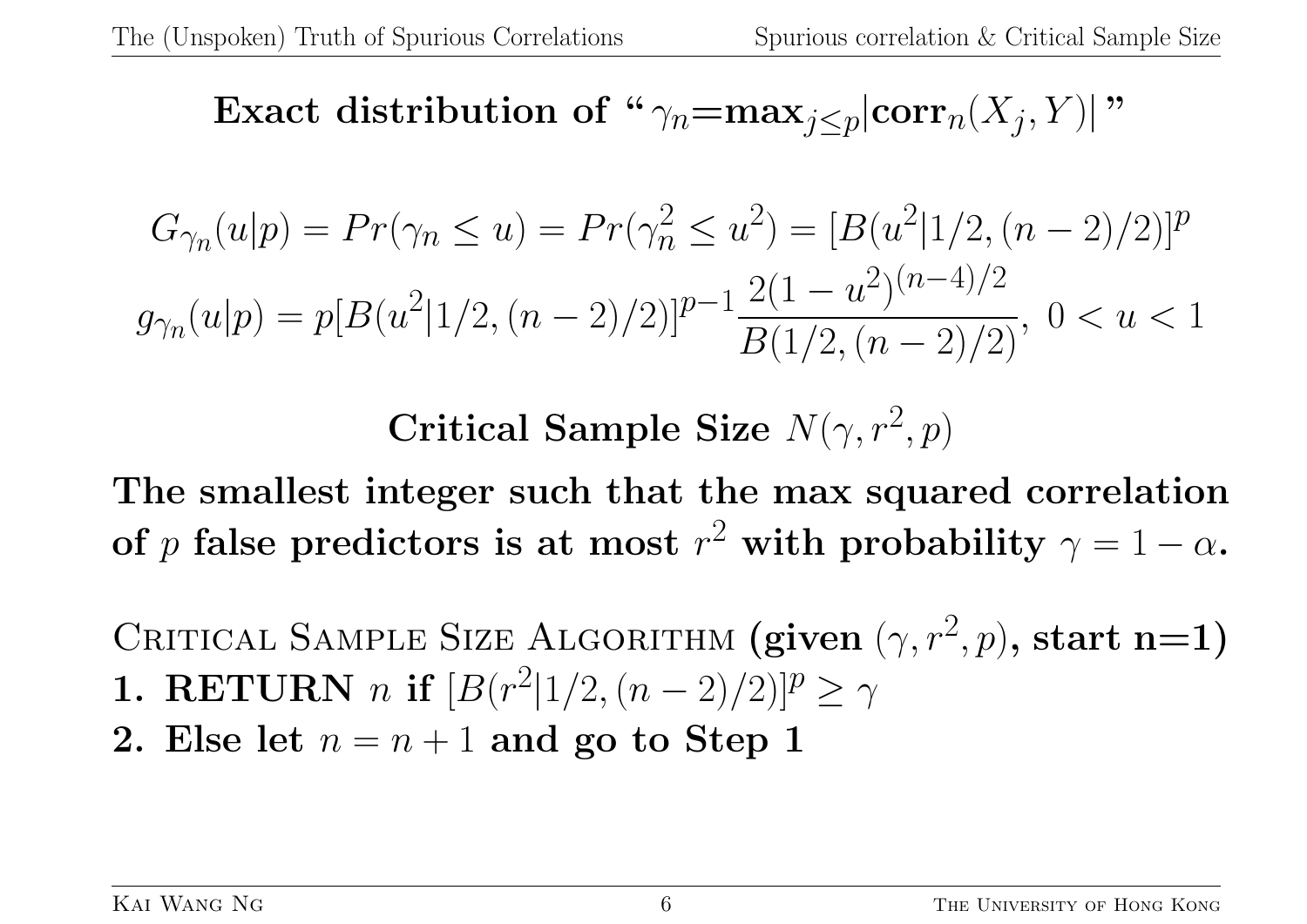## Exact distribution of "$\gamma_n = \max_{j \le p} |\mathrm{corr}_n(X_j, Y)|$"

$$G_{\gamma_n}(u|p) = Pr(\gamma_n \le u) = Pr(\gamma_n^2 \le u^2) = [B(u^2|1/2, (n-2)/2)]^p$$

$$g_{\gamma_n}(u|p) = p[B(u^2|1/2, (n-2)/2)]^{p-1} \frac{2(1-u^2)^{(n-4)/2}}{B(1/2, (n-2)/2)}, \; 0 < u < 1$$

## Critical Sample Size $N(\gamma, r^2, p)$

**The smallest integer such that the max squared correlation of $p$ false predictors is at most $r^2$ with probability $\gamma = 1 - \alpha$.**

Critical Sample Size Algorithm **(given $(\gamma, r^2, p)$, start n=1)**

1. **RETURN** $n$ **if** $[B(r^2|1/2, (n-2)/2)]^p \ge \gamma$
2. **Else let** $n = n + 1$ **and go to Step 1**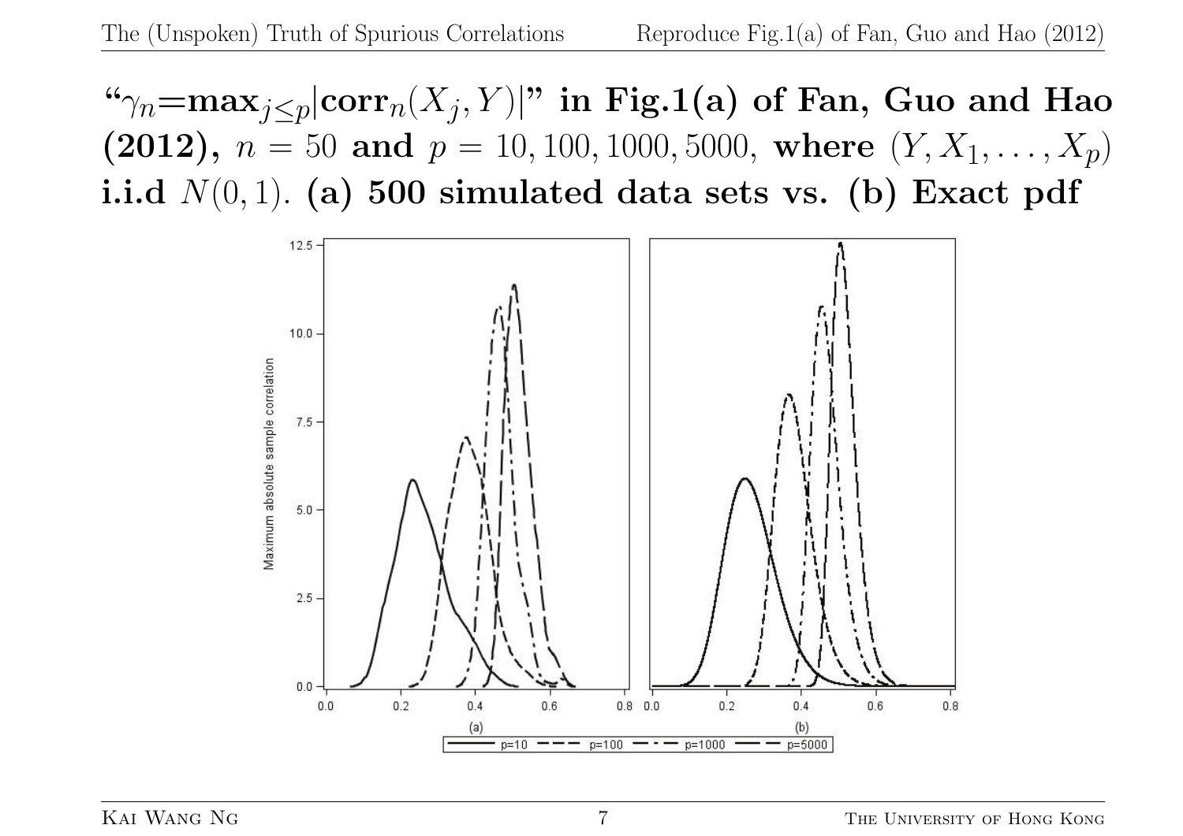## "$\gamma_n = \max_{j \le p} |\text{corr}_n(X_j, Y)|$" in Fig.1(a) of Fan, Guo and Hao (2012), $n = 50$ and $p = 10, 100, 1000, 5000$, where $(Y, X_1, \ldots, X_p)$ i.i.d $N(0, 1)$. (a) 500 simulated data sets vs. (b) Exact pdf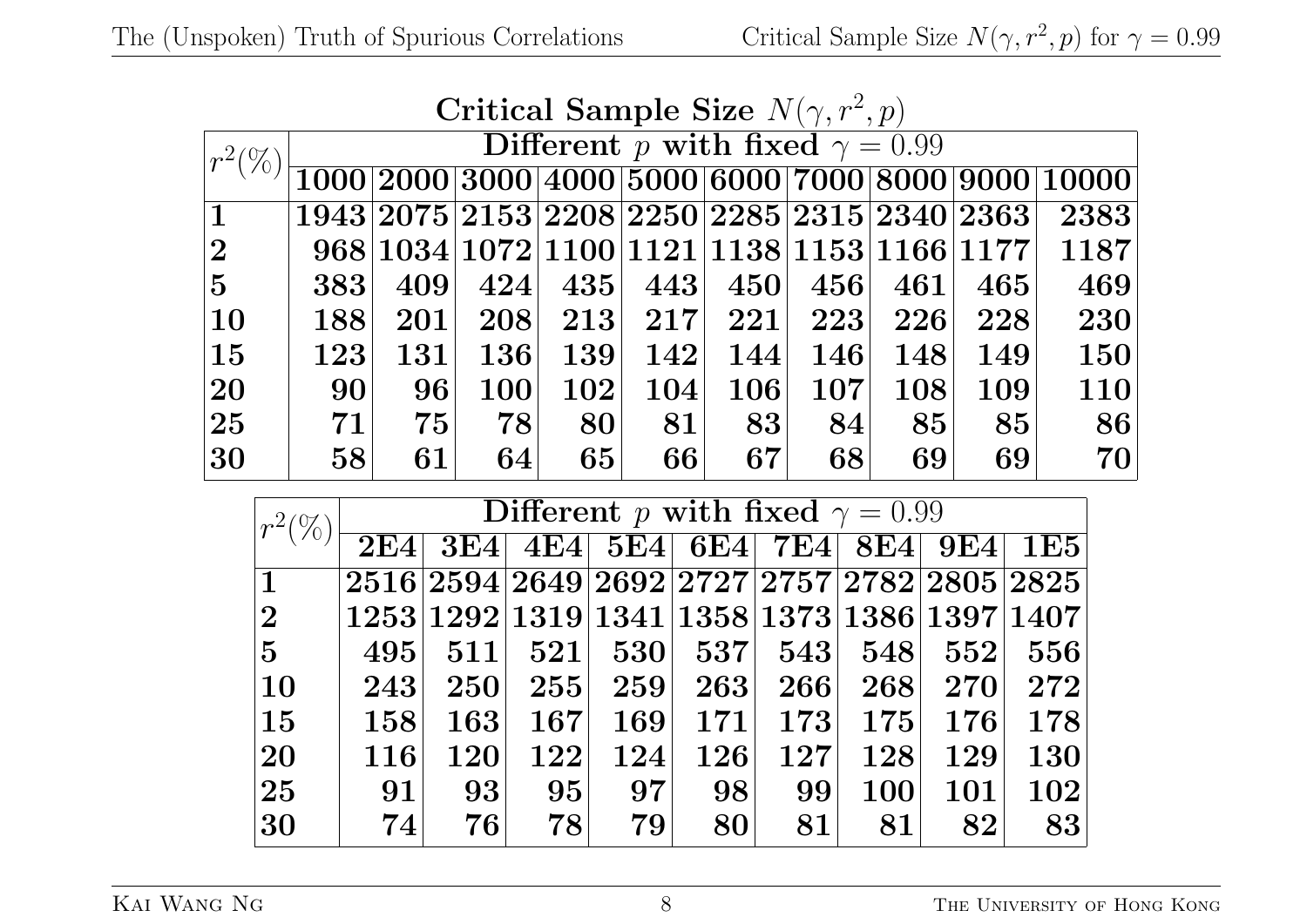**Critical Sample Size $N(\gamma, r^2, p)$**

| $r^2(\%)$ | Different $p$ with fixed $\gamma = 0.99$ | | | | | | | | | |
|---|---|---|---|---|---|---|---|---|---|---|
| | **1000** | **2000** | **3000** | **4000** | **5000** | **6000** | **7000** | **8000** | **9000** | **10000** |
| **1** | **1943** | **2075** | **2153** | **2208** | **2250** | **2285** | **2315** | **2340** | **2363** | **2383** |
| **2** | **968** | **1034** | **1072** | **1100** | **1121** | **1138** | **1153** | **1166** | **1177** | **1187** |
| **5** | **383** | **409** | **424** | **435** | **443** | **450** | **456** | **461** | **465** | **469** |
| **10** | **188** | **201** | **208** | **213** | **217** | **221** | **223** | **226** | **228** | **230** |
| **15** | **123** | **131** | **136** | **139** | **142** | **144** | **146** | **148** | **149** | **150** |
| **20** | **90** | **96** | **100** | **102** | **104** | **106** | **107** | **108** | **109** | **110** |
| **25** | **71** | **75** | **78** | **80** | **81** | **83** | **84** | **85** | **85** | **86** |
| **30** | **58** | **61** | **64** | **65** | **66** | **67** | **68** | **69** | **69** | **70** |

| $r^2(\%)$ | Different $p$ with fixed $\gamma = 0.99$ | | | | | | | | |
|---|---|---|---|---|---|---|---|---|---|
| | **2E4** | **3E4** | **4E4** | **5E4** | **6E4** | **7E4** | **8E4** | **9E4** | **1E5** |
| **1** | **2516** | **2594** | **2649** | **2692** | **2727** | **2757** | **2782** | **2805** | **2825** |
| **2** | **1253** | **1292** | **1319** | **1341** | **1358** | **1373** | **1386** | **1397** | **1407** |
| **5** | **495** | **511** | **521** | **530** | **537** | **543** | **548** | **552** | **556** |
| **10** | **243** | **250** | **255** | **259** | **263** | **266** | **268** | **270** | **272** |
| **15** | **158** | **163** | **167** | **169** | **171** | **173** | **175** | **176** | **178** |
| **20** | **116** | **120** | **122** | **124** | **126** | **127** | **128** | **129** | **130** |
| **25** | **91** | **93** | **95** | **97** | **98** | **99** | **100** | **101** | **102** |
| **30** | **74** | **76** | **78** | **79** | **80** | **81** | **81** | **82** | **83** |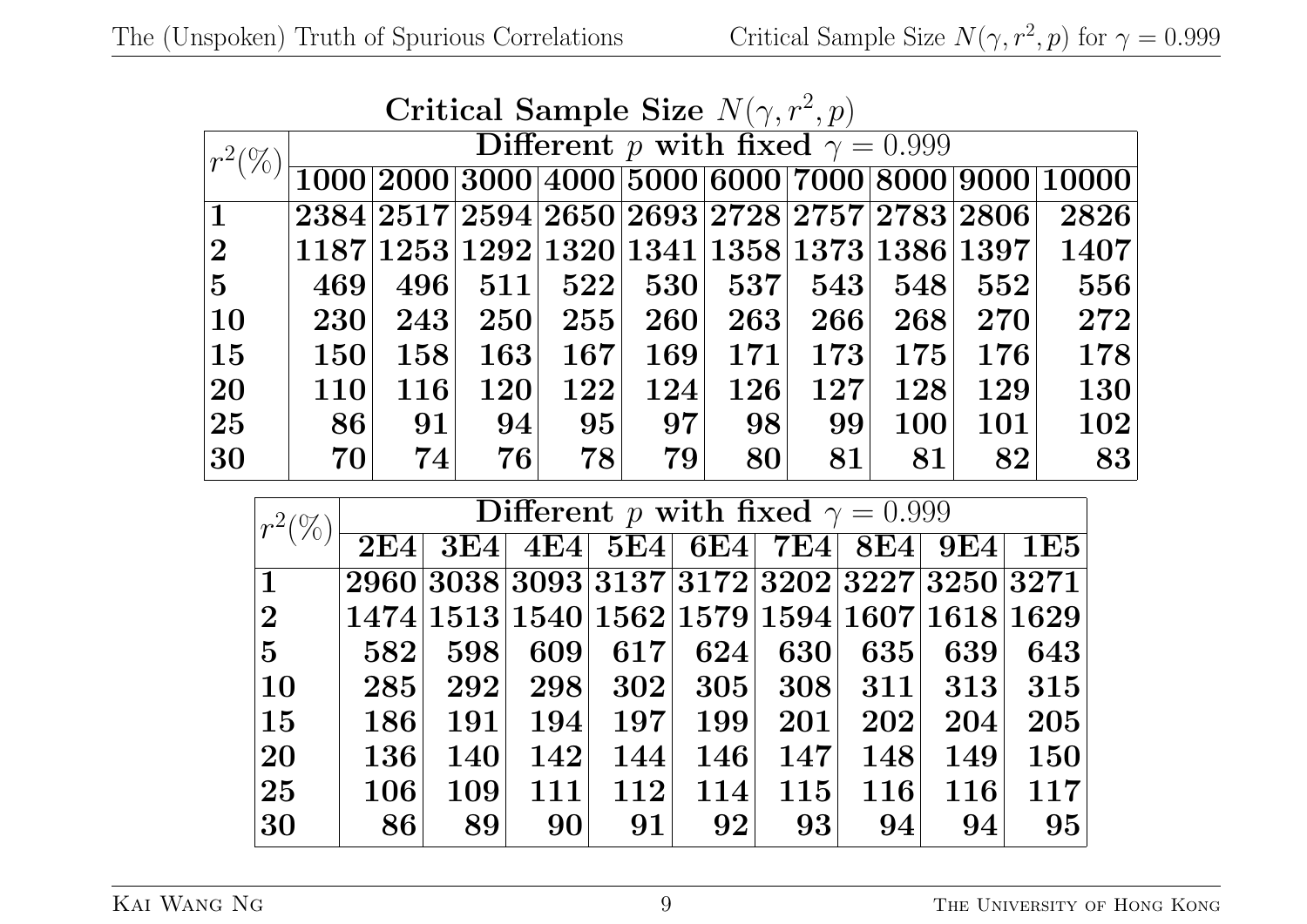**Critical Sample Size $N(\gamma, r^2, p)$**

| $r^2(\%)$ | **Different $p$ with fixed $\gamma = 0.999$** | | | | | | | | | |
|---|---|---|---|---|---|---|---|---|---|---|
| | **1000** | **2000** | **3000** | **4000** | **5000** | **6000** | **7000** | **8000** | **9000** | **10000** |
| **1** | **2384** | **2517** | **2594** | **2650** | **2693** | **2728** | **2757** | **2783** | **2806** | **2826** |
| **2** | **1187** | **1253** | **1292** | **1320** | **1341** | **1358** | **1373** | **1386** | **1397** | **1407** |
| **5** | **469** | **496** | **511** | **522** | **530** | **537** | **543** | **548** | **552** | **556** |
| **10** | **230** | **243** | **250** | **255** | **260** | **263** | **266** | **268** | **270** | **272** |
| **15** | **150** | **158** | **163** | **167** | **169** | **171** | **173** | **175** | **176** | **178** |
| **20** | **110** | **116** | **120** | **122** | **124** | **126** | **127** | **128** | **129** | **130** |
| **25** | **86** | **91** | **94** | **95** | **97** | **98** | **99** | **100** | **101** | **102** |
| **30** | **70** | **74** | **76** | **78** | **79** | **80** | **81** | **81** | **82** | **83** |

| $r^2(\%)$ | **Different $p$ with fixed $\gamma = 0.999$** | | | | | | | | |
|---|---|---|---|---|---|---|---|---|---|
| | **2E4** | **3E4** | **4E4** | **5E4** | **6E4** | **7E4** | **8E4** | **9E4** | **1E5** |
| **1** | **2960** | **3038** | **3093** | **3137** | **3172** | **3202** | **3227** | **3250** | **3271** |
| **2** | **1474** | **1513** | **1540** | **1562** | **1579** | **1594** | **1607** | **1618** | **1629** |
| **5** | **582** | **598** | **609** | **617** | **624** | **630** | **635** | **639** | **643** |
| **10** | **285** | **292** | **298** | **302** | **305** | **308** | **311** | **313** | **315** |
| **15** | **186** | **191** | **194** | **197** | **199** | **201** | **202** | **204** | **205** |
| **20** | **136** | **140** | **142** | **144** | **146** | **147** | **148** | **149** | **150** |
| **25** | **106** | **109** | **111** | **112** | **114** | **115** | **116** | **116** | **117** |
| **30** | **86** | **89** | **90** | **91** | **92** | **93** | **94** | **94** | **95** |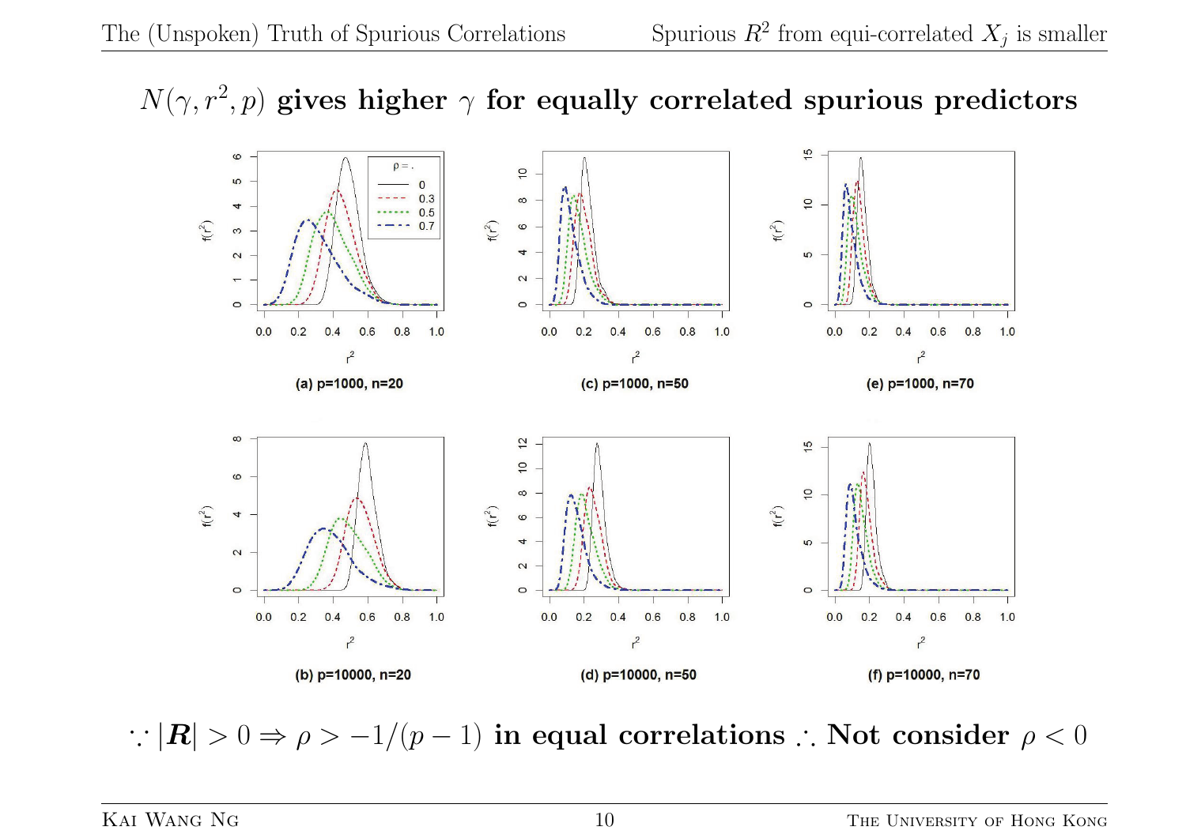## $N(\gamma, r^2, p)$ gives higher $\gamma$ for equally correlated spurious predictors

(a) p=1000, n=20

(c) p=1000, n=50

(e) p=1000, n=70

(b) p=10000, n=20

(d) p=10000, n=50

(f) p=10000, n=70

$\because |\boldsymbol{R}| > 0 \Rightarrow \rho > -1/(p-1)$ **in equal correlations** $\therefore$ **Not consider** $\rho < 0$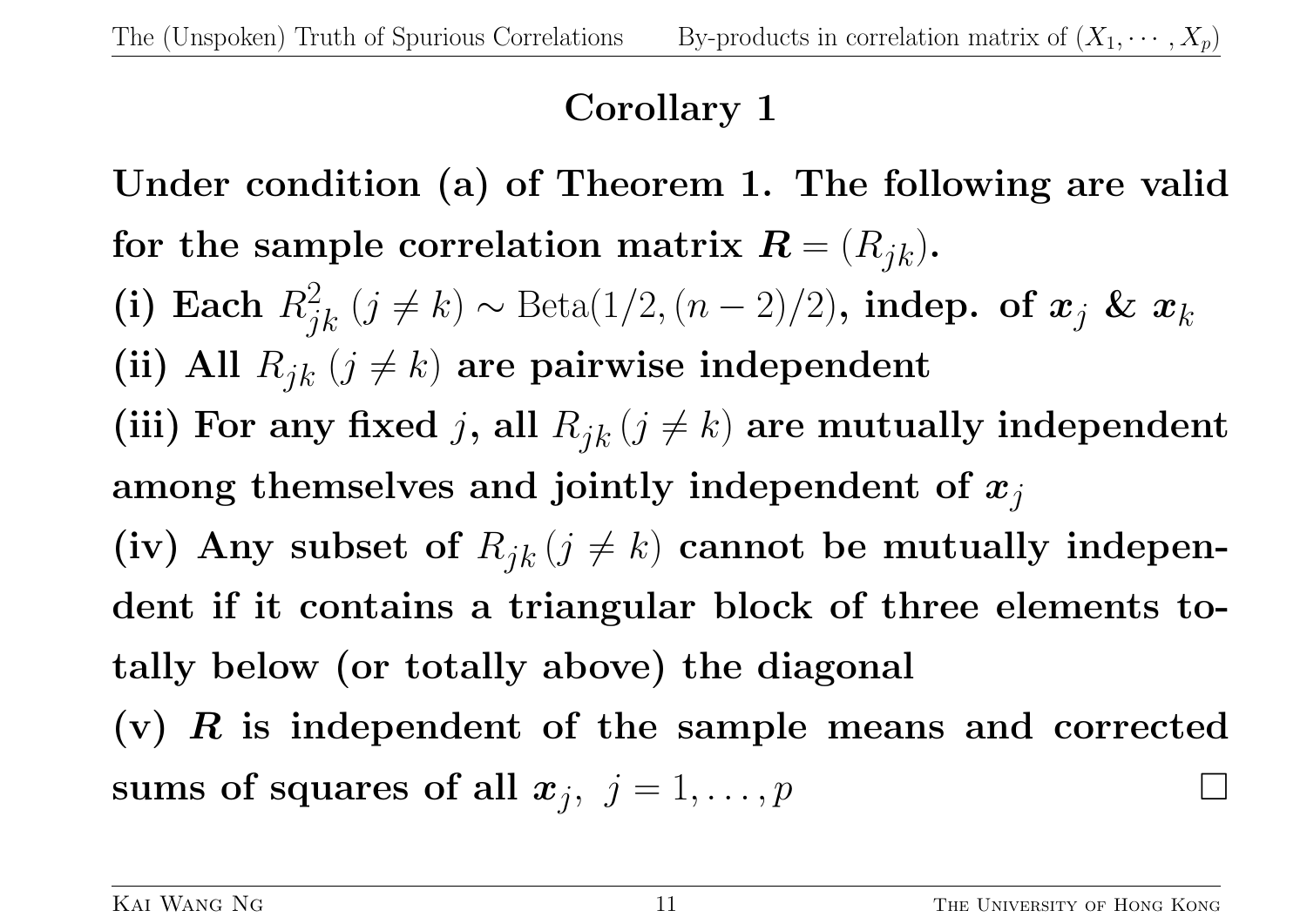## Corollary 1

**Under condition (a) of Theorem 1. The following are valid for the sample correlation matrix $\boldsymbol{R} = (R_{jk})$.**

**(i) Each $R_{jk}^2$ $(j \neq k) \sim \text{Beta}(1/2, (n-2)/2)$, indep. of $\boldsymbol{x}_j$ & $\boldsymbol{x}_k$**

**(ii) All $R_{jk}$ $(j \neq k)$ are pairwise independent**

**(iii) For any fixed $j$, all $R_{jk}\,(j \neq k)$ are mutually independent among themselves and jointly independent of $\boldsymbol{x}_j$**

**(iv) Any subset of $R_{jk}\,(j \neq k)$ cannot be mutually independent if it contains a triangular block of three elements totally below (or totally above) the diagonal**

**(v) $\boldsymbol{R}$ is independent of the sample means and corrected sums of squares of all $\boldsymbol{x}_j,\ j = 1, \ldots, p$** □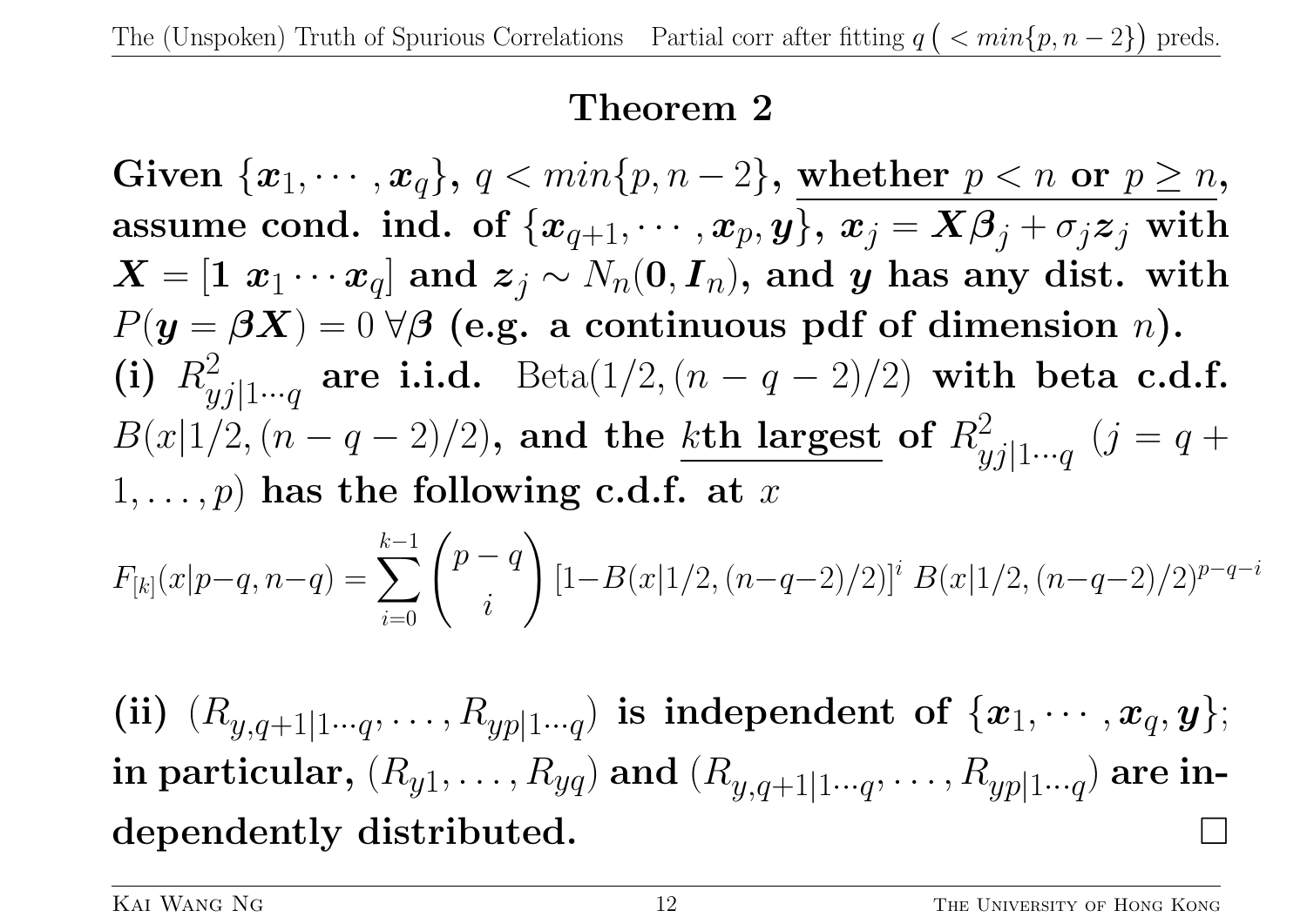## Theorem 2

**Given $\{\boldsymbol{x}_1, \cdots, \boldsymbol{x}_q\}$, $q < min\{p, n-2\}$, whether $p < n$ or $p \geq n$, assume cond. ind. of $\{\boldsymbol{x}_{q+1}, \cdots, \boldsymbol{x}_p, \boldsymbol{y}\}$, $\boldsymbol{x}_j = \boldsymbol{X}\boldsymbol{\beta}_j + \sigma_j \boldsymbol{z}_j$ with $\boldsymbol{X} = [\boldsymbol{1}\ \boldsymbol{x}_1 \cdots \boldsymbol{x}_q]$ and $\boldsymbol{z}_j \sim N_n(\boldsymbol{0}, \boldsymbol{I}_n)$, and $\boldsymbol{y}$ has any dist. with $P(\boldsymbol{y} = \boldsymbol{\beta X}) = 0\ \forall \boldsymbol{\beta}$ (e.g. a continuous pdf of dimension $n$).**

**(i) $R^2_{yj|1\cdots q}$ are i.i.d.** Beta$(1/2, (n-q-2)/2)$ **with beta c.d.f. $B(x|1/2, (n-q-2)/2)$, and the $k$th largest of $R^2_{yj|1\cdots q}$ $(j = q+1, \ldots, p)$ has the following c.d.f. at $x$**

$$F_{[k]}(x|p-q, n-q) = \sum_{i=0}^{k-1} \binom{p-q}{i} [1-B(x|1/2, (n-q-2)/2)]^i \, B(x|1/2, (n-q-2)/2)^{p-q-i}$$

**(ii) $(R_{y,q+1|1\cdots q}, \ldots, R_{yp|1\cdots q})$ is independent of $\{\boldsymbol{x}_1, \cdots, \boldsymbol{x}_q, \boldsymbol{y}\}$; in particular, $(R_{y1}, \ldots, R_{yq})$ and $(R_{y,q+1|1\cdots q}, \ldots, R_{yp|1\cdots q})$ are independently distributed.** □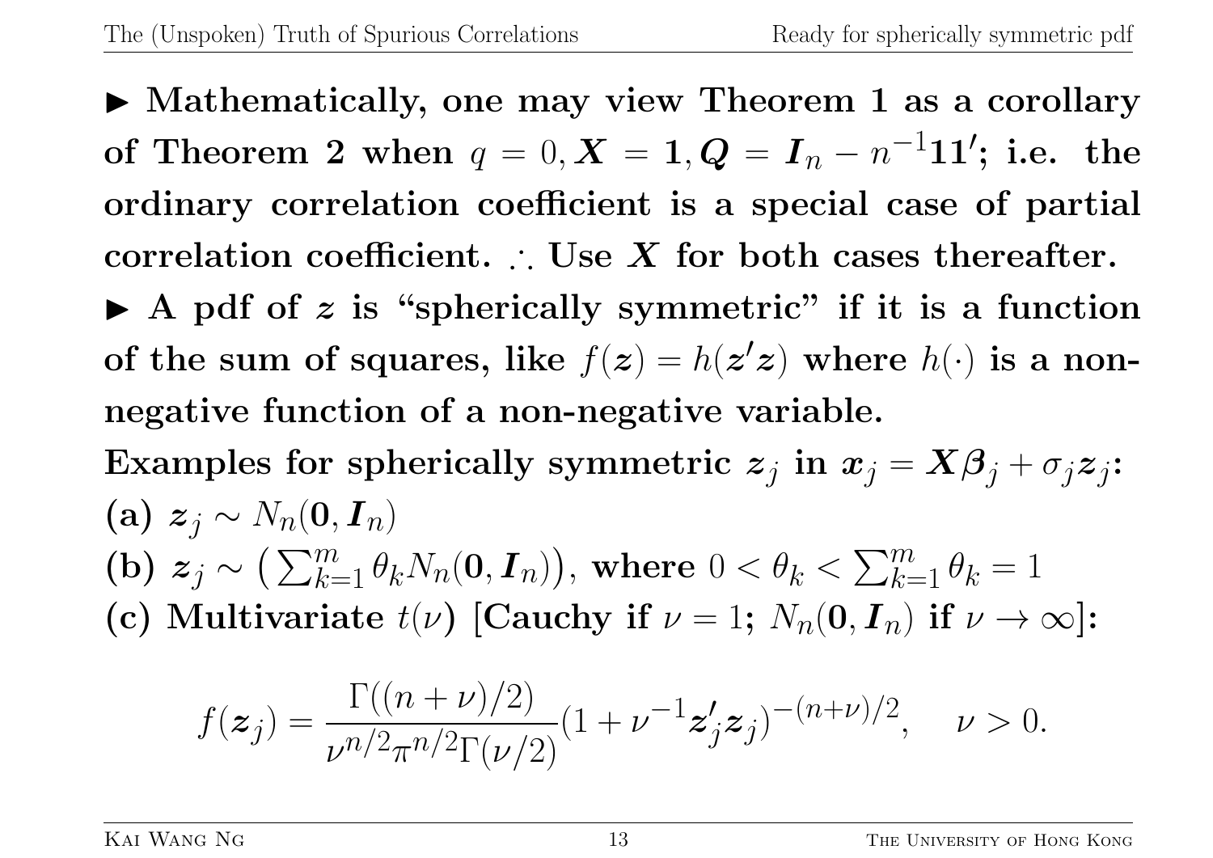**▶ Mathematically, one may view Theorem 1 as a corollary of Theorem 2 when $q = 0, \boldsymbol{X} = \boldsymbol{1}, \boldsymbol{Q} = \boldsymbol{I}_n - n^{-1}\boldsymbol{1}\boldsymbol{1}'$; i.e. the ordinary correlation coefficient is a special case of partial correlation coefficient. $\therefore$ Use $\boldsymbol{X}$ for both cases thereafter.**

**▶ A pdf of $\boldsymbol{z}$ is "spherically symmetric" if it is a function of the sum of squares, like $f(\boldsymbol{z}) = h(\boldsymbol{z}'\boldsymbol{z})$ where $h(\cdot)$ is a non-negative function of a non-negative variable.**

**Examples for spherically symmetric $\boldsymbol{z}_j$ in $\boldsymbol{x}_j = \boldsymbol{X}\boldsymbol{\beta}_j + \sigma_j \boldsymbol{z}_j$:**

**(a)** $\boldsymbol{z}_j \sim N_n(\boldsymbol{0}, \boldsymbol{I}_n)$

**(b)** $\boldsymbol{z}_j \sim \left(\sum_{k=1}^{m} \theta_k N_n(\boldsymbol{0}, \boldsymbol{I}_n)\right)$, **where** $0 < \theta_k < \sum_{k=1}^{m} \theta_k = 1$

**(c) Multivariate $t(\nu)$ [Cauchy if $\nu = 1$; $N_n(\boldsymbol{0}, \boldsymbol{I}_n)$ if $\nu \to \infty$]:**

$$f(\boldsymbol{z}_j) = \frac{\Gamma((n+\nu)/2)}{\nu^{n/2}\pi^{n/2}\Gamma(\nu/2)}(1 + \nu^{-1}\boldsymbol{z}_j'\boldsymbol{z}_j)^{-(n+\nu)/2}, \quad \nu > 0.$$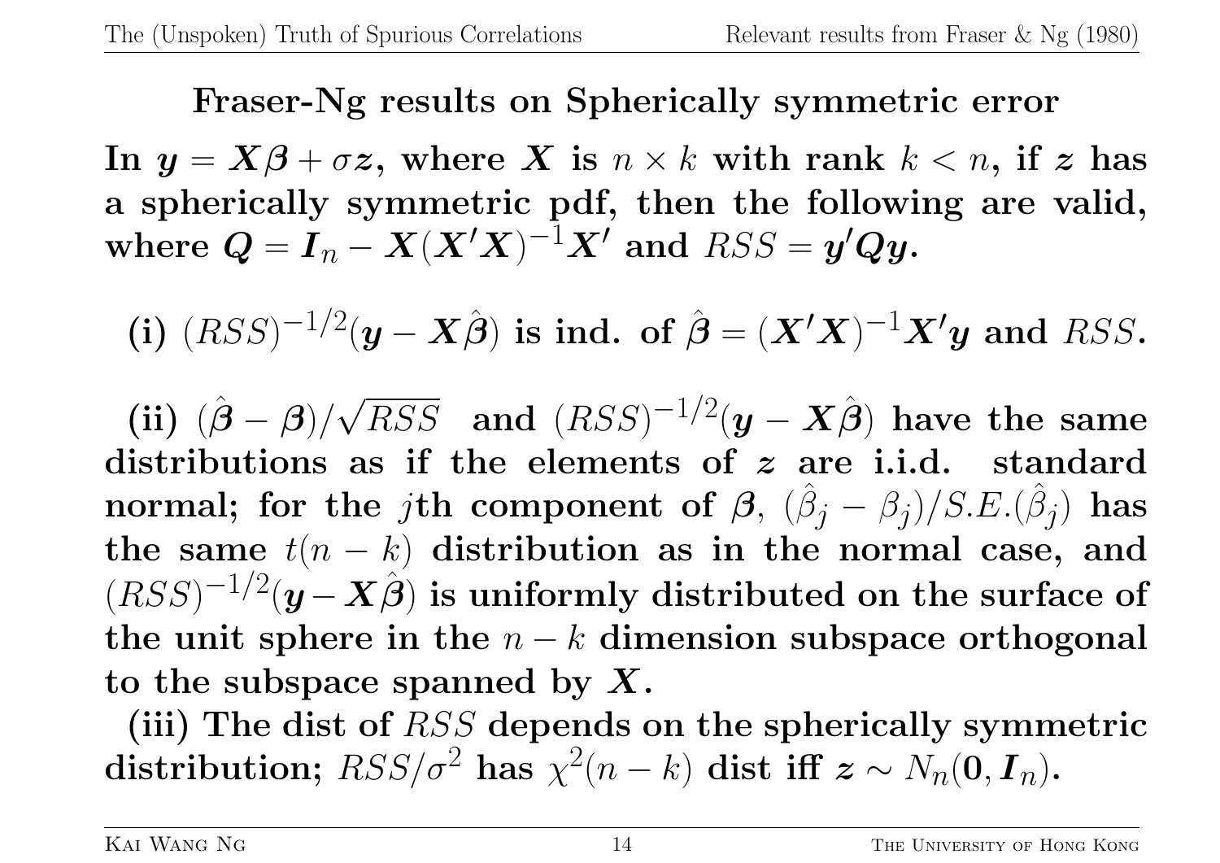# Fraser-Ng results on Spherically symmetric error

**In $\boldsymbol{y} = \boldsymbol{X\beta} + \sigma\boldsymbol{z}$, where $\boldsymbol{X}$ is $n \times k$ with rank $k < n$, if $\boldsymbol{z}$ has a spherically symmetric pdf, then the following are valid, where $\boldsymbol{Q} = \boldsymbol{I}_n - \boldsymbol{X}(\boldsymbol{X}'\boldsymbol{X})^{-1}\boldsymbol{X}'$ and $RSS = \boldsymbol{y}'\boldsymbol{Q}\boldsymbol{y}$.**

**(i)** $(RSS)^{-1/2}(\boldsymbol{y} - \boldsymbol{X}\hat{\boldsymbol{\beta}})$ **is ind. of** $\hat{\boldsymbol{\beta}} = (\boldsymbol{X}'\boldsymbol{X})^{-1}\boldsymbol{X}'\boldsymbol{y}$ **and** $RSS$**.**

**(ii)** $(\hat{\boldsymbol{\beta}} - \boldsymbol{\beta})/\sqrt{RSS}$ **and** $(RSS)^{-1/2}(\boldsymbol{y} - \boldsymbol{X}\hat{\boldsymbol{\beta}})$ **have the same distributions as if the elements of $\boldsymbol{z}$ are i.i.d. standard normal; for the** $j$**th component of $\boldsymbol{\beta}$,** $(\hat{\beta}_j - \beta_j)/S.E.(\hat{\beta}_j)$ **has the same** $t(n-k)$ **distribution as in the normal case, and** $(RSS)^{-1/2}(\boldsymbol{y} - \boldsymbol{X}\hat{\boldsymbol{\beta}})$ **is uniformly distributed on the surface of the unit sphere in the** $n-k$ **dimension subspace orthogonal to the subspace spanned by $\boldsymbol{X}$.**

**(iii) The dist of** $RSS$ **depends on the spherically symmetric distribution;** $RSS/\sigma^2$ **has** $\chi^2(n-k)$ **dist iff** $\boldsymbol{z} \sim N_n(\boldsymbol{0}, \boldsymbol{I}_n)$**.**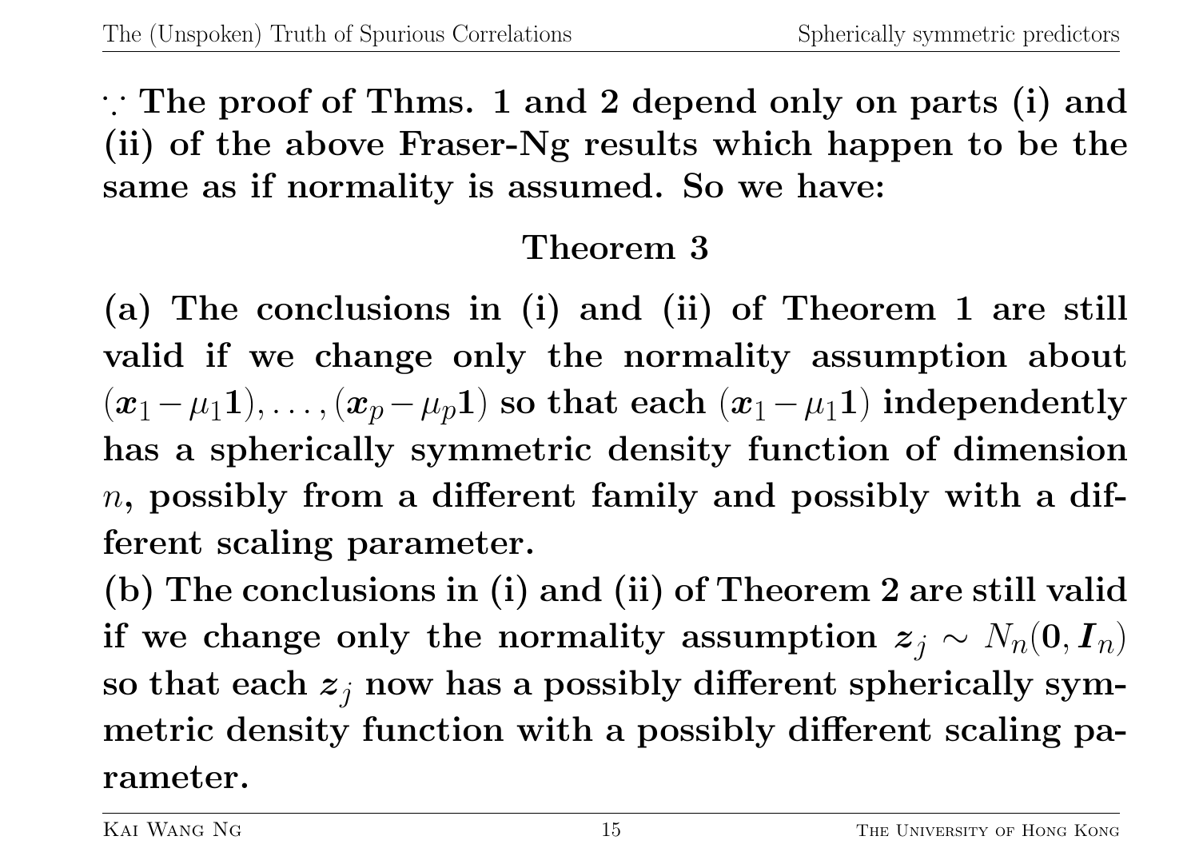$\because$ **The proof of Thms. 1 and 2 depend only on parts (i) and (ii) of the above Fraser-Ng results which happen to be the same as if normality is assumed. So we have:**

## Theorem 3

**(a) The conclusions in (i) and (ii) of Theorem 1 are still valid if we change only the normality assumption about $(\boldsymbol{x}_1 - \mu_1 \mathbf{1}), \ldots, (\boldsymbol{x}_p - \mu_p \mathbf{1})$ so that each $(\boldsymbol{x}_1 - \mu_1 \mathbf{1})$ independently has a spherically symmetric density function of dimension $n$, possibly from a different family and possibly with a different scaling parameter.**

**(b) The conclusions in (i) and (ii) of Theorem 2 are still valid if we change only the normality assumption $\boldsymbol{z}_j \sim N_n(\mathbf{0}, \boldsymbol{I}_n)$ so that each $\boldsymbol{z}_j$ now has a possibly different spherically symmetric density function with a possibly different scaling parameter.**